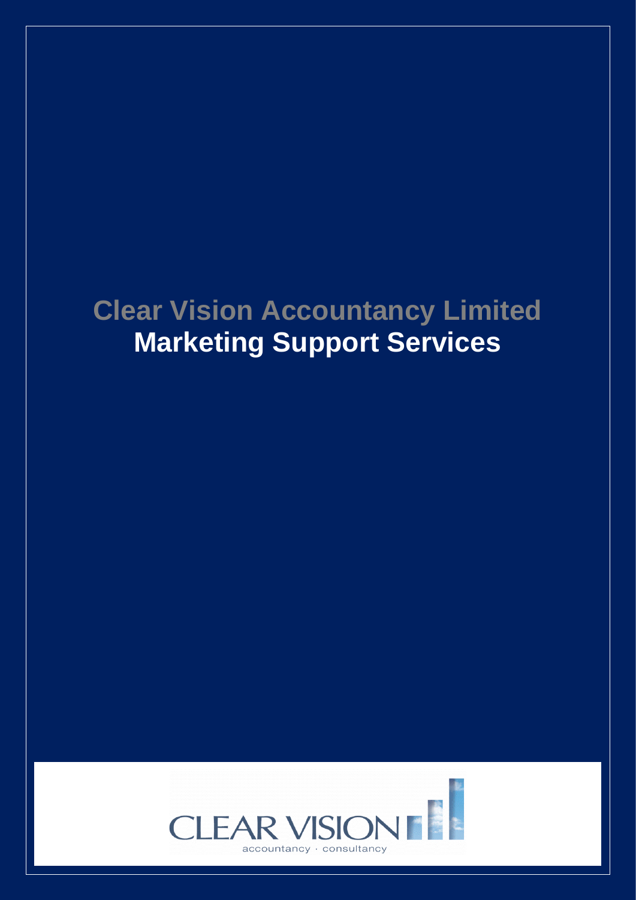# Clear Vision Accountancy Limited
## Marketing Support Services

CLEAR VISION
accountancy · consultancy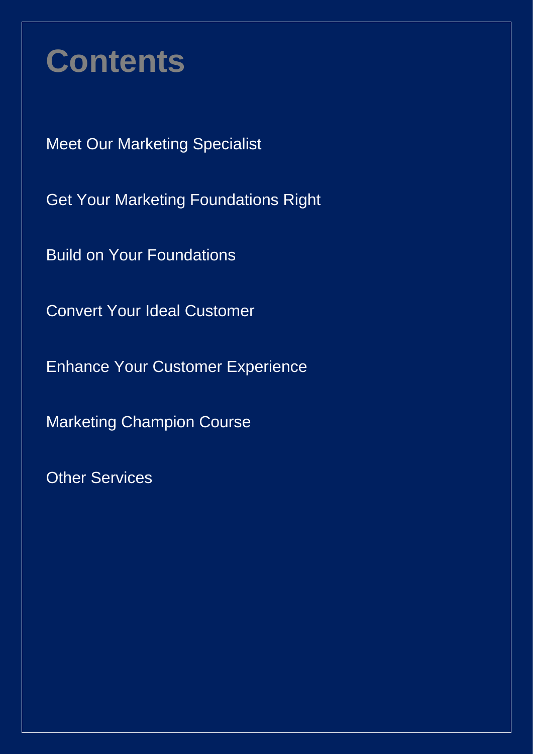# Contents

Meet Our Marketing Specialist

Get Your Marketing Foundations Right

Build on Your Foundations

Convert Your Ideal Customer

Enhance Your Customer Experience

Marketing Champion Course

Other Services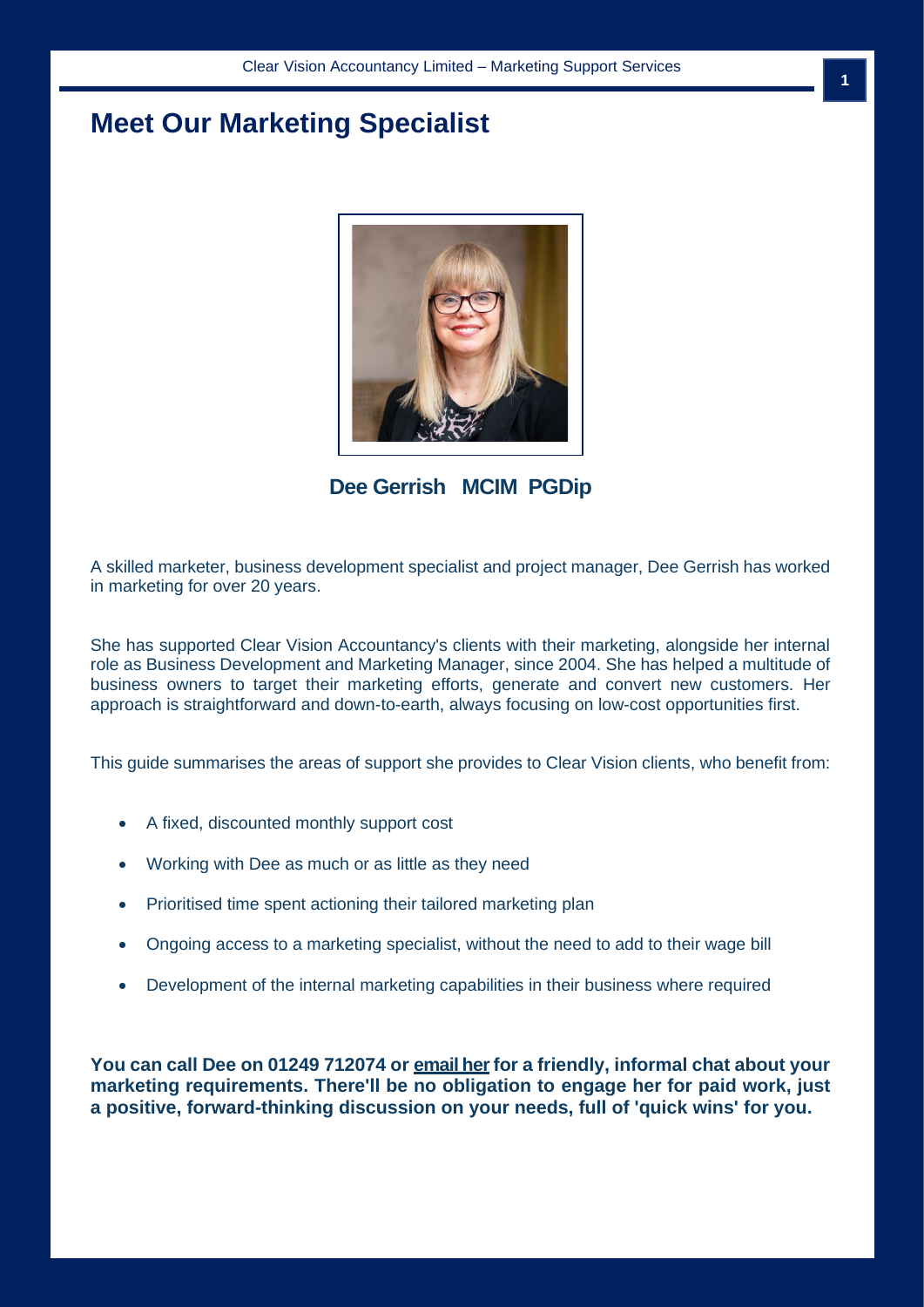# Meet Our Marketing Specialist

**Dee Gerrish MCIM PGDip**

A skilled marketer, business development specialist and project manager, Dee Gerrish has worked in marketing for over 20 years.

She has supported Clear Vision Accountancy's clients with their marketing, alongside her internal role as Business Development and Marketing Manager, since 2004. She has helped a multitude of business owners to target their marketing efforts, generate and convert new customers. Her approach is straightforward and down-to-earth, always focusing on low-cost opportunities first.

This guide summarises the areas of support she provides to Clear Vision clients, who benefit from:

- A fixed, discounted monthly support cost
- Working with Dee as much or as little as they need
- Prioritised time spent actioning their tailored marketing plan
- Ongoing access to a marketing specialist, without the need to add to their wage bill
- Development of the internal marketing capabilities in their business where required

**You can call Dee on 01249 712074 or email her for a friendly, informal chat about your marketing requirements. There'll be no obligation to engage her for paid work, just a positive, forward-thinking discussion on your needs, full of 'quick wins' for you.**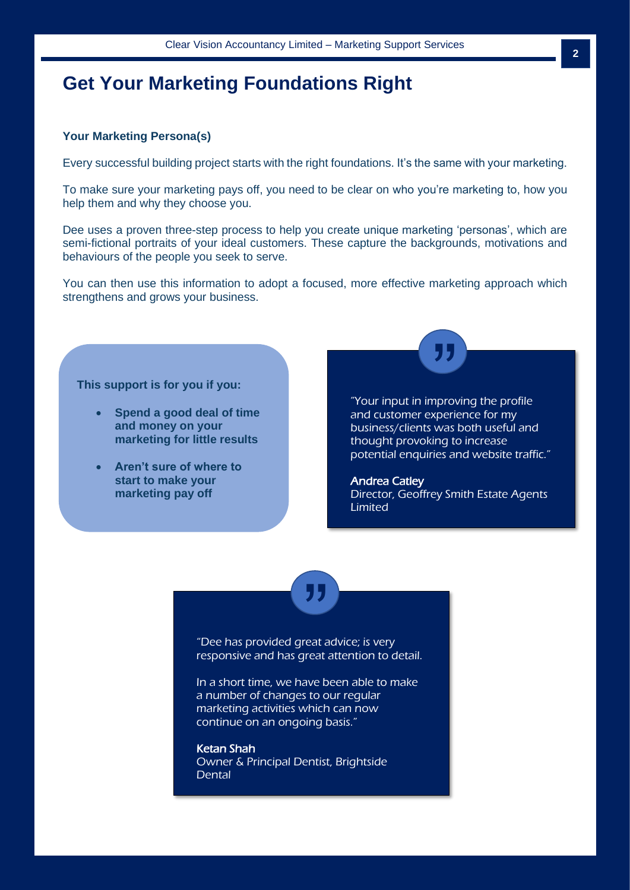# Get Your Marketing Foundations Right

### Your Marketing Persona(s)

Every successful building project starts with the right foundations. It's the same with your marketing.

To make sure your marketing pays off, you need to be clear on who you're marketing to, how you help them and why they choose you.

Dee uses a proven three-step process to help you create unique marketing 'personas', which are semi-fictional portraits of your ideal customers. These capture the backgrounds, motivations and behaviours of the people you seek to serve.

You can then use this information to adopt a focused, more effective marketing approach which strengthens and grows your business.

**This support is for you if you:**

- **Spend a good deal of time and money on your marketing for little results**
- **Aren't sure of where to start to make your marketing pay off**

"Your input in improving the profile and customer experience for my business/clients was both useful and thought provoking to increase potential enquiries and website traffic."

**Andrea Catley**
Director, Geoffrey Smith Estate Agents Limited

"Dee has provided great advice; is very responsive and has great attention to detail.

In a short time, we have been able to make a number of changes to our regular marketing activities which can now continue on an ongoing basis."

**Ketan Shah**
Owner & Principal Dentist, Brightside Dental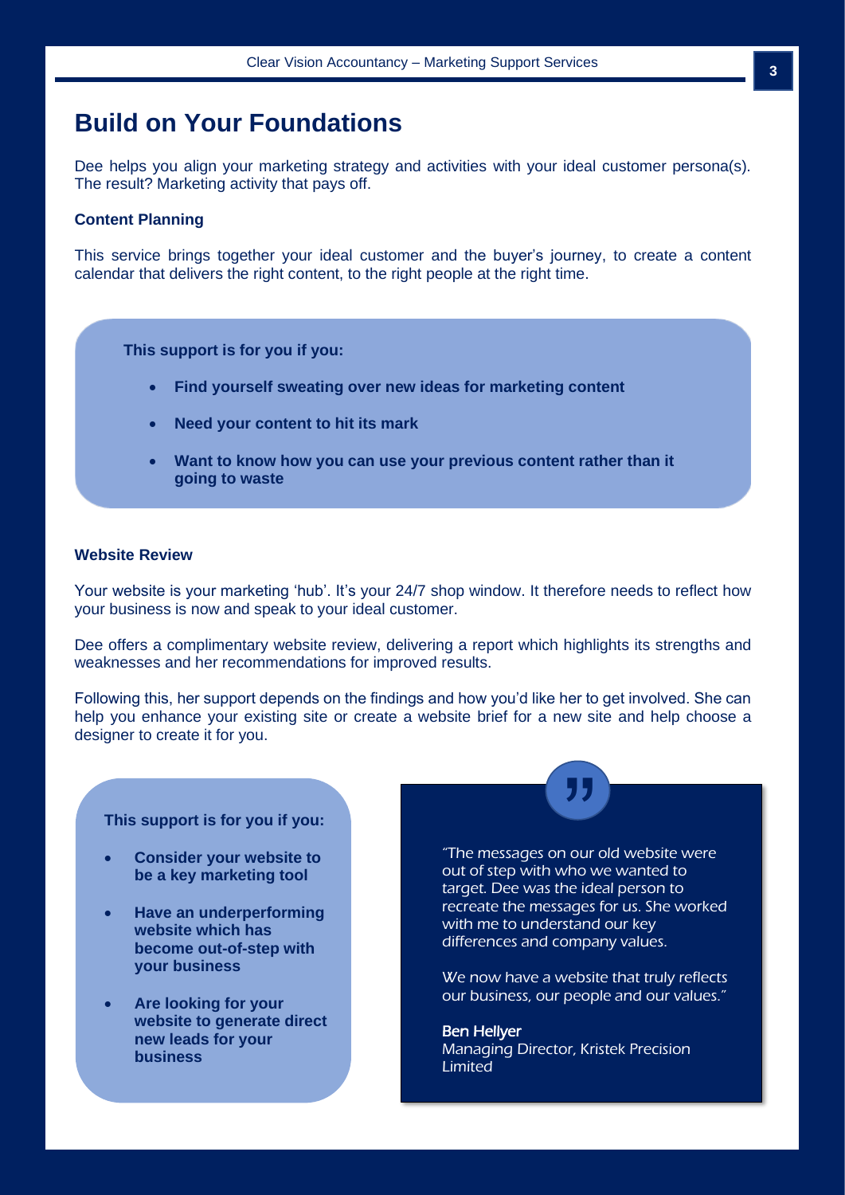# Build on Your Foundations

Dee helps you align your marketing strategy and activities with your ideal customer persona(s). The result? Marketing activity that pays off.

### Content Planning

This service brings together your ideal customer and the buyer's journey, to create a content calendar that delivers the right content, to the right people at the right time.

**This support is for you if you:**

- **Find yourself sweating over new ideas for marketing content**
- **Need your content to hit its mark**
- **Want to know how you can use your previous content rather than it going to waste**

### Website Review

Your website is your marketing 'hub'. It's your 24/7 shop window. It therefore needs to reflect how your business is now and speak to your ideal customer.

Dee offers a complimentary website review, delivering a report which highlights its strengths and weaknesses and her recommendations for improved results.

Following this, her support depends on the findings and how you'd like her to get involved. She can help you enhance your existing site or create a website brief for a new site and help choose a designer to create it for you.

**This support is for you if you:**

- **Consider your website to be a key marketing tool**
- **Have an underperforming website which has become out-of-step with your business**
- **Are looking for your website to generate direct new leads for your business**

> *"The messages on our old website were out of step with who we wanted to target. Dee was the ideal person to recreate the messages for us. She worked with me to understand our key differences and company values.*
>
> *We now have a website that truly reflects our business, our people and our values."*
>
> Ben Hellyer
> Managing Director, Kristek Precision Limited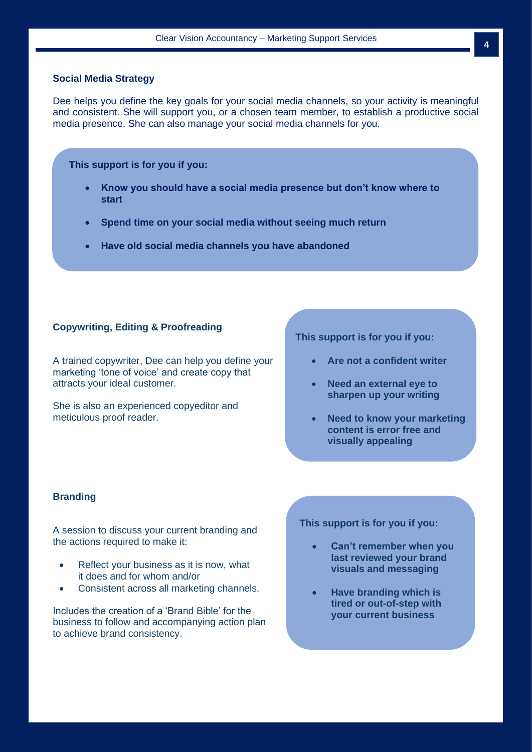## Social Media Strategy

Dee helps you define the key goals for your social media channels, so your activity is meaningful and consistent. She will support you, or a chosen team member, to establish a productive social media presence. She can also manage your social media channels for you.

**This support is for you if you:**

- **Know you should have a social media presence but don't know where to start**
- **Spend time on your social media without seeing much return**
- **Have old social media channels you have abandoned**

## Copywriting, Editing & Proofreading

A trained copywriter, Dee can help you define your marketing 'tone of voice' and create copy that attracts your ideal customer.

She is also an experienced copyeditor and meticulous proof reader.

**This support is for you if you:**

- **Are not a confident writer**
- **Need an external eye to sharpen up your writing**
- **Need to know your marketing content is error free and visually appealing**

## Branding

A session to discuss your current branding and the actions required to make it:

- Reflect your business as it is now, what it does and for whom and/or
- Consistent across all marketing channels.

Includes the creation of a 'Brand Bible' for the business to follow and accompanying action plan to achieve brand consistency.

**This support is for you if you:**

- **Can't remember when you last reviewed your brand visuals and messaging**
- **Have branding which is tired or out-of-step with your current business**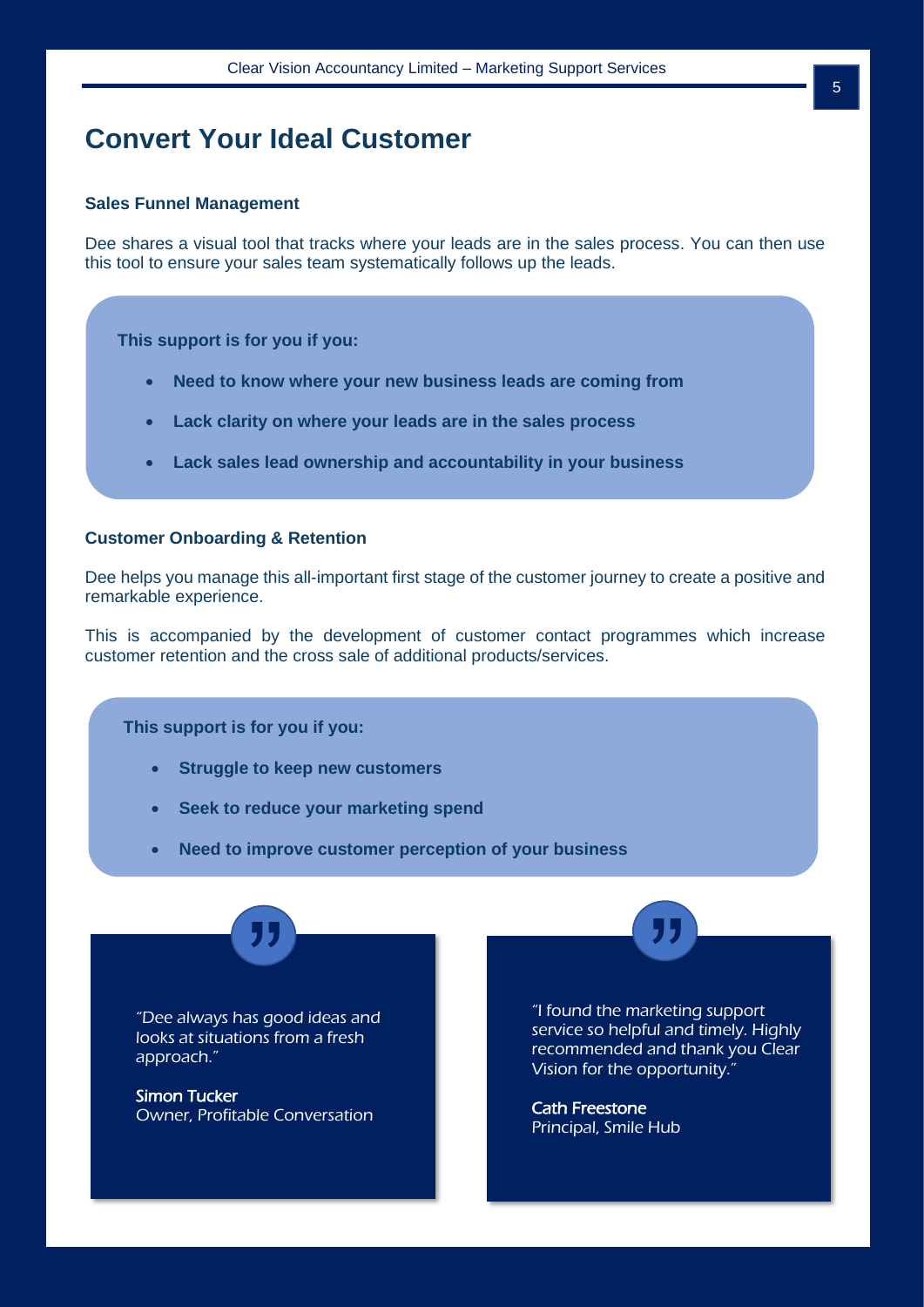# Convert Your Ideal Customer

### Sales Funnel Management

Dee shares a visual tool that tracks where your leads are in the sales process. You can then use this tool to ensure your sales team systematically follows up the leads.

**This support is for you if you:**

- **Need to know where your new business leads are coming from**
- **Lack clarity on where your leads are in the sales process**
- **Lack sales lead ownership and accountability in your business**

### Customer Onboarding & Retention

Dee helps you manage this all-important first stage of the customer journey to create a positive and remarkable experience.

This is accompanied by the development of customer contact programmes which increase customer retention and the cross sale of additional products/services.

**This support is for you if you:**

- **Struggle to keep new customers**
- **Seek to reduce your marketing spend**
- **Need to improve customer perception of your business**

*"Dee always has good ideas and looks at situations from a fresh approach."*

Simon Tucker
Owner, Profitable Conversation

*"I found the marketing support service so helpful and timely. Highly recommended and thank you Clear Vision for the opportunity."*

Cath Freestone
Principal, Smile Hub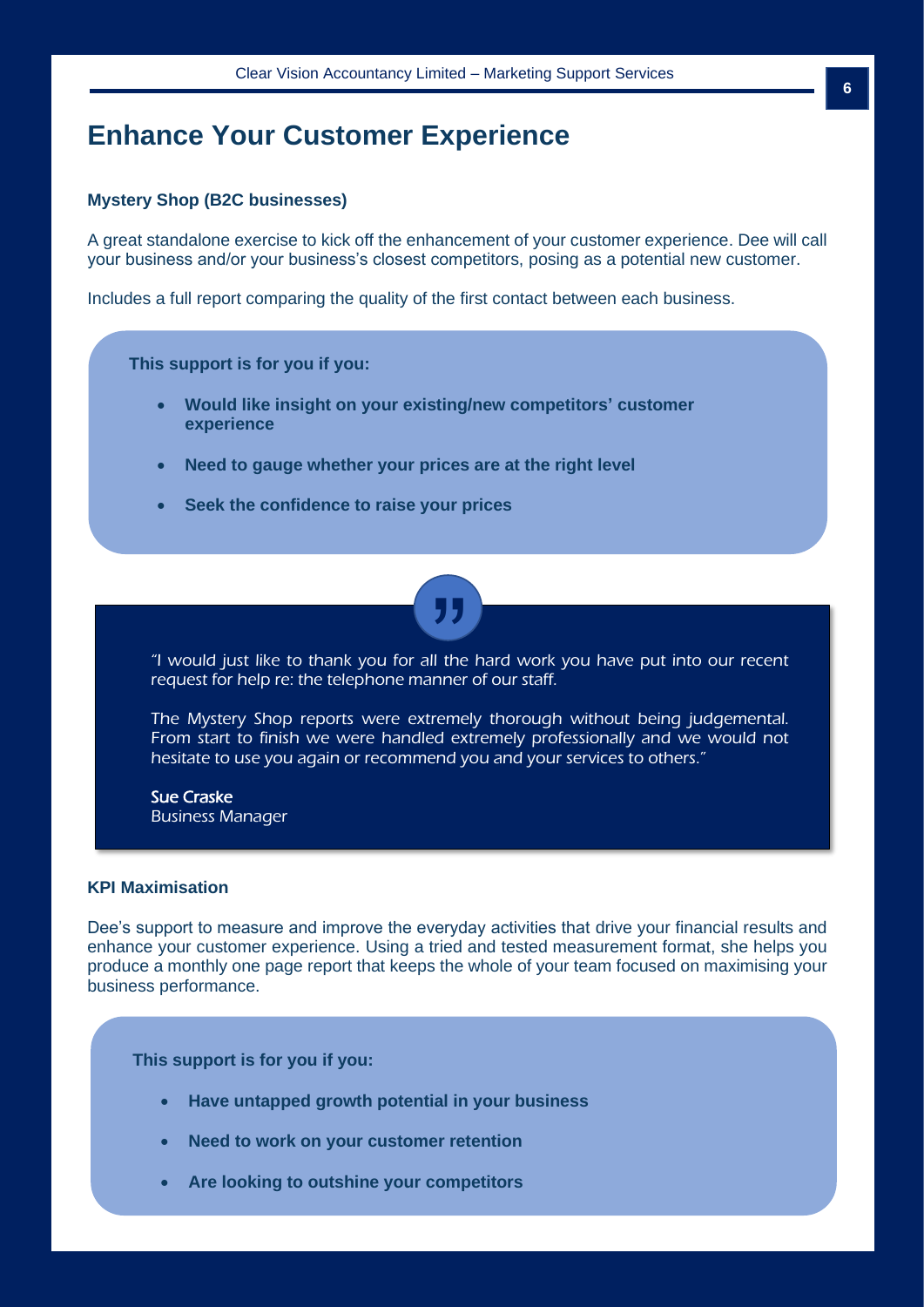# Enhance Your Customer Experience

### Mystery Shop (B2C businesses)

A great standalone exercise to kick off the enhancement of your customer experience. Dee will call your business and/or your business's closest competitors, posing as a potential new customer.

Includes a full report comparing the quality of the first contact between each business.

**This support is for you if you:**

- **Would like insight on your existing/new competitors' customer experience**
- **Need to gauge whether your prices are at the right level**
- **Seek the confidence to raise your prices**

> *"I would just like to thank you for all the hard work you have put into our recent request for help re: the telephone manner of our staff.*
>
> *The Mystery Shop reports were extremely thorough without being judgemental. From start to finish we were handled extremely professionally and we would not hesitate to use you again or recommend you and your services to others."*
>
> **Sue Craske**
> *Business Manager*

### KPI Maximisation

Dee's support to measure and improve the everyday activities that drive your financial results and enhance your customer experience. Using a tried and tested measurement format, she helps you produce a monthly one page report that keeps the whole of your team focused on maximising your business performance.

**This support is for you if you:**

- **Have untapped growth potential in your business**
- **Need to work on your customer retention**
- **Are looking to outshine your competitors**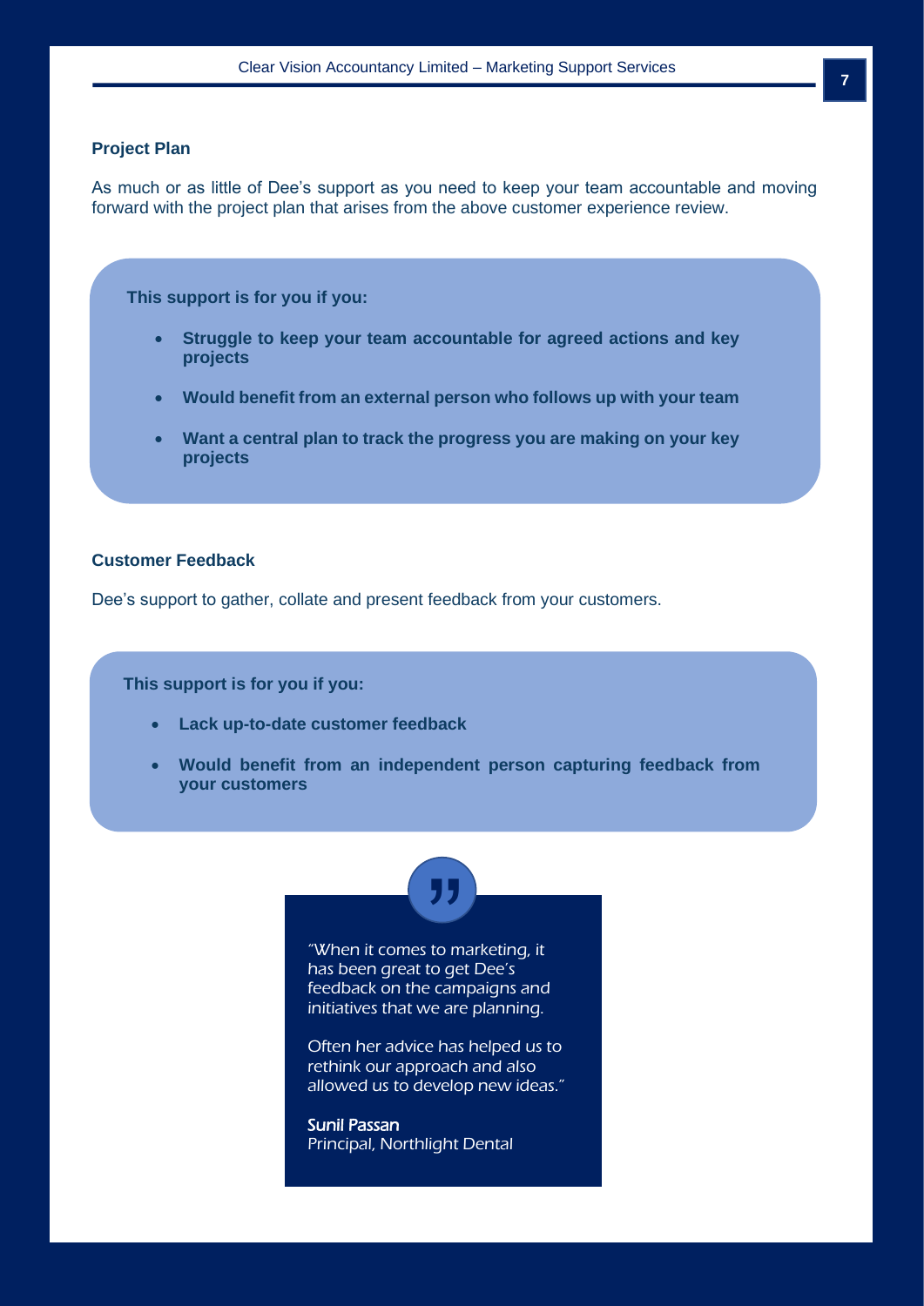### Project Plan

As much or as little of Dee's support as you need to keep your team accountable and moving forward with the project plan that arises from the above customer experience review.

**This support is for you if you:**

- **Struggle to keep your team accountable for agreed actions and key projects**
- **Would benefit from an external person who follows up with your team**
- **Want a central plan to track the progress you are making on your key projects**

### Customer Feedback

Dee's support to gather, collate and present feedback from your customers.

**This support is for you if you:**

- **Lack up-to-date customer feedback**
- **Would benefit from an independent person capturing feedback from your customers**

> *"When it comes to marketing, it has been great to get Dee's feedback on the campaigns and initiatives that we are planning.*
>
> *Often her advice has helped us to rethink our approach and also allowed us to develop new ideas."*
>
> Sunil Passan
> Principal, Northlight Dental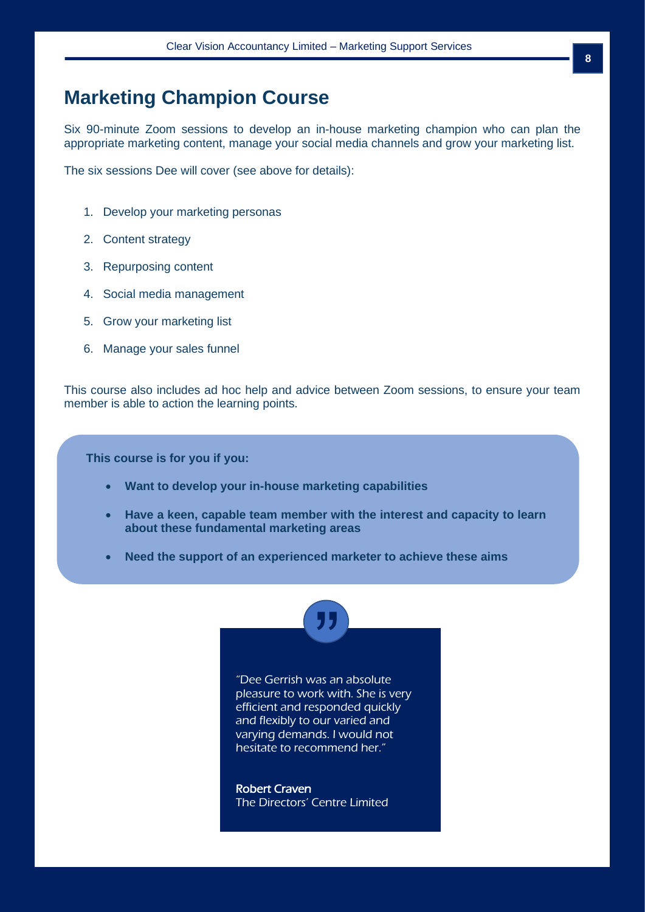# Marketing Champion Course

Six 90-minute Zoom sessions to develop an in-house marketing champion who can plan the appropriate marketing content, manage your social media channels and grow your marketing list.

The six sessions Dee will cover (see above for details):

1. Develop your marketing personas
2. Content strategy
3. Repurposing content
4. Social media management
5. Grow your marketing list
6. Manage your sales funnel

This course also includes ad hoc help and advice between Zoom sessions, to ensure your team member is able to action the learning points.

**This course is for you if you:**

- **Want to develop your in-house marketing capabilities**
- **Have a keen, capable team member with the interest and capacity to learn about these fundamental marketing areas**
- **Need the support of an experienced marketer to achieve these aims**

*"Dee Gerrish was an absolute pleasure to work with. She is very efficient and responded quickly and flexibly to our varied and varying demands. I would not hesitate to recommend her."*

**Robert Craven**
*The Directors' Centre Limited*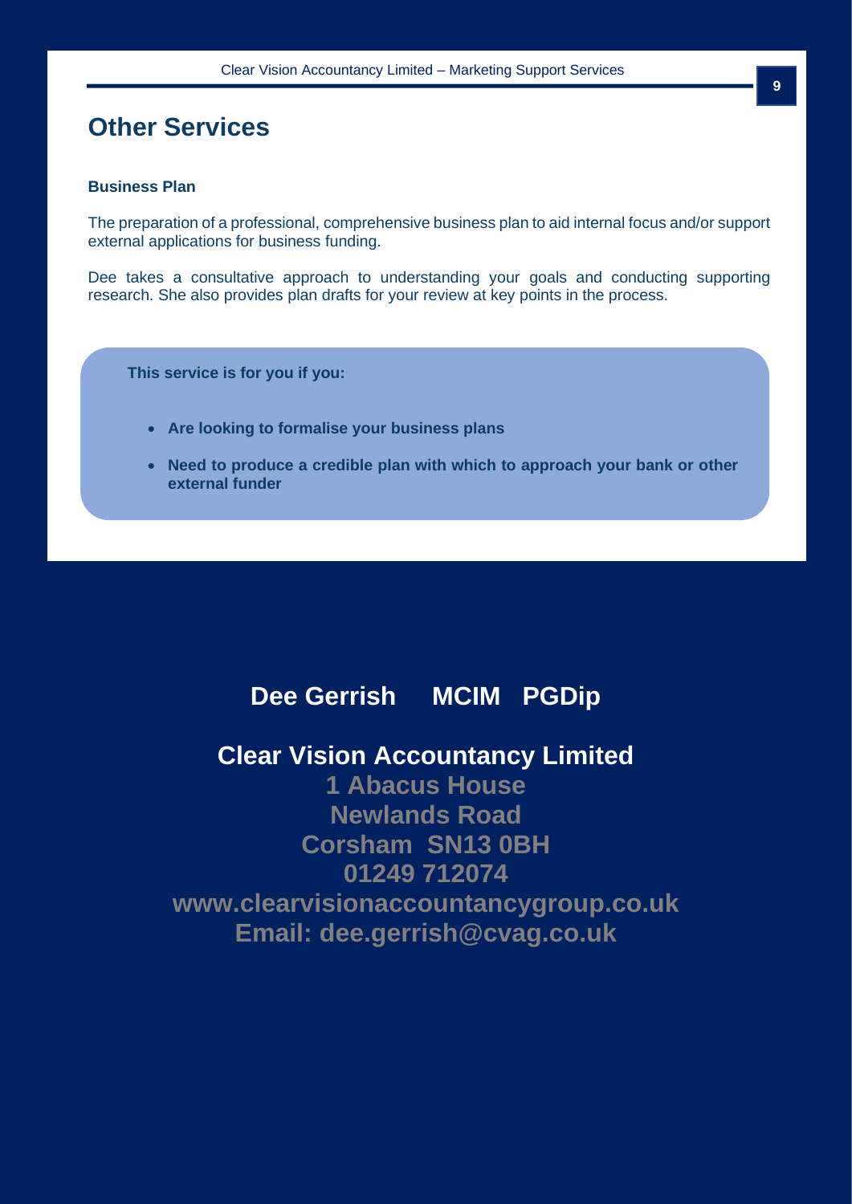## Other Services

**Business Plan**

The preparation of a professional, comprehensive business plan to aid internal focus and/or support external applications for business funding.

Dee takes a consultative approach to understanding your goals and conducting supporting research. She also provides plan drafts for your review at key points in the process.

**This service is for you if you:**

- **Are looking to formalise your business plans**
- **Need to produce a credible plan with which to approach your bank or other external funder**

**Dee Gerrish MCIM PGDip**

**Clear Vision Accountancy Limited**

**1 Abacus House**
**Newlands Road**
**Corsham SN13 0BH**
**01249 712074**
**www.clearvisionaccountancygroup.co.uk**
**Email: dee.gerrish@cvag.co.uk**